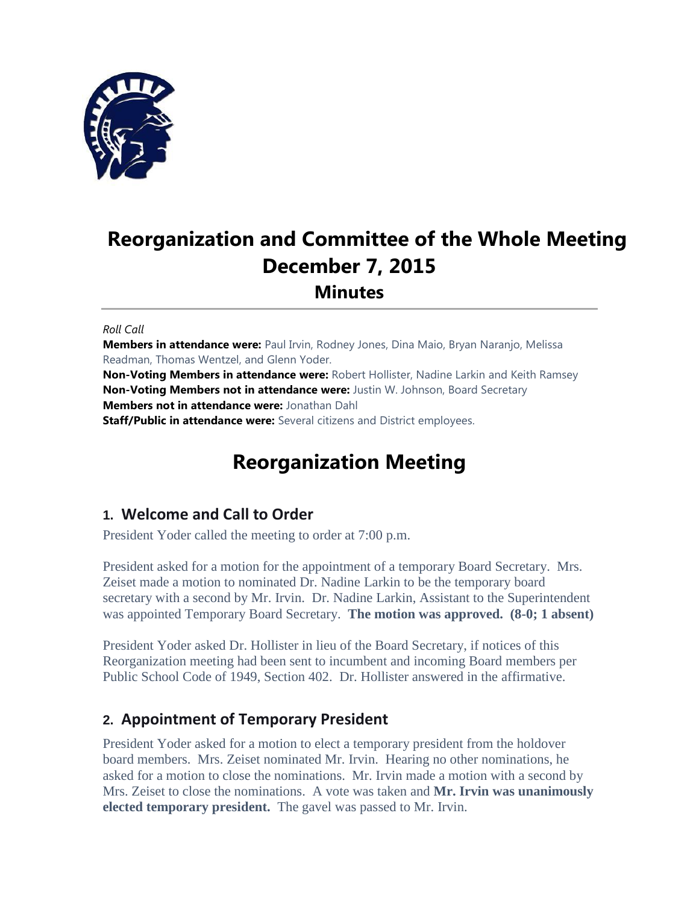# Reorganization and Committee of the Whole Meeting
# December 7, 2015
## Minutes

*Roll Call*
**Members in attendance were:** Paul Irvin, Rodney Jones, Dina Maio, Bryan Naranjo, Melissa Readman, Thomas Wentzel, and Glenn Yoder.
**Non-Voting Members in attendance were:** Robert Hollister, Nadine Larkin and Keith Ramsey
**Non-Voting Members not in attendance were:** Justin W. Johnson, Board Secretary
**Members not in attendance were:** Jonathan Dahl
**Staff/Public in attendance were:** Several citizens and District employees.

# Reorganization Meeting

### 1. Welcome and Call to Order

President Yoder called the meeting to order at 7:00 p.m.

President asked for a motion for the appointment of a temporary Board Secretary. Mrs. Zeiset made a motion to nominated Dr. Nadine Larkin to be the temporary board secretary with a second by Mr. Irvin. Dr. Nadine Larkin, Assistant to the Superintendent was appointed Temporary Board Secretary. **The motion was approved. (8-0; 1 absent)**

President Yoder asked Dr. Hollister in lieu of the Board Secretary, if notices of this Reorganization meeting had been sent to incumbent and incoming Board members per Public School Code of 1949, Section 402. Dr. Hollister answered in the affirmative.

### 2. Appointment of Temporary President

President Yoder asked for a motion to elect a temporary president from the holdover board members. Mrs. Zeiset nominated Mr. Irvin. Hearing no other nominations, he asked for a motion to close the nominations. Mr. Irvin made a motion with a second by Mrs. Zeiset to close the nominations. A vote was taken and **Mr. Irvin was unanimously elected temporary president.** The gavel was passed to Mr. Irvin.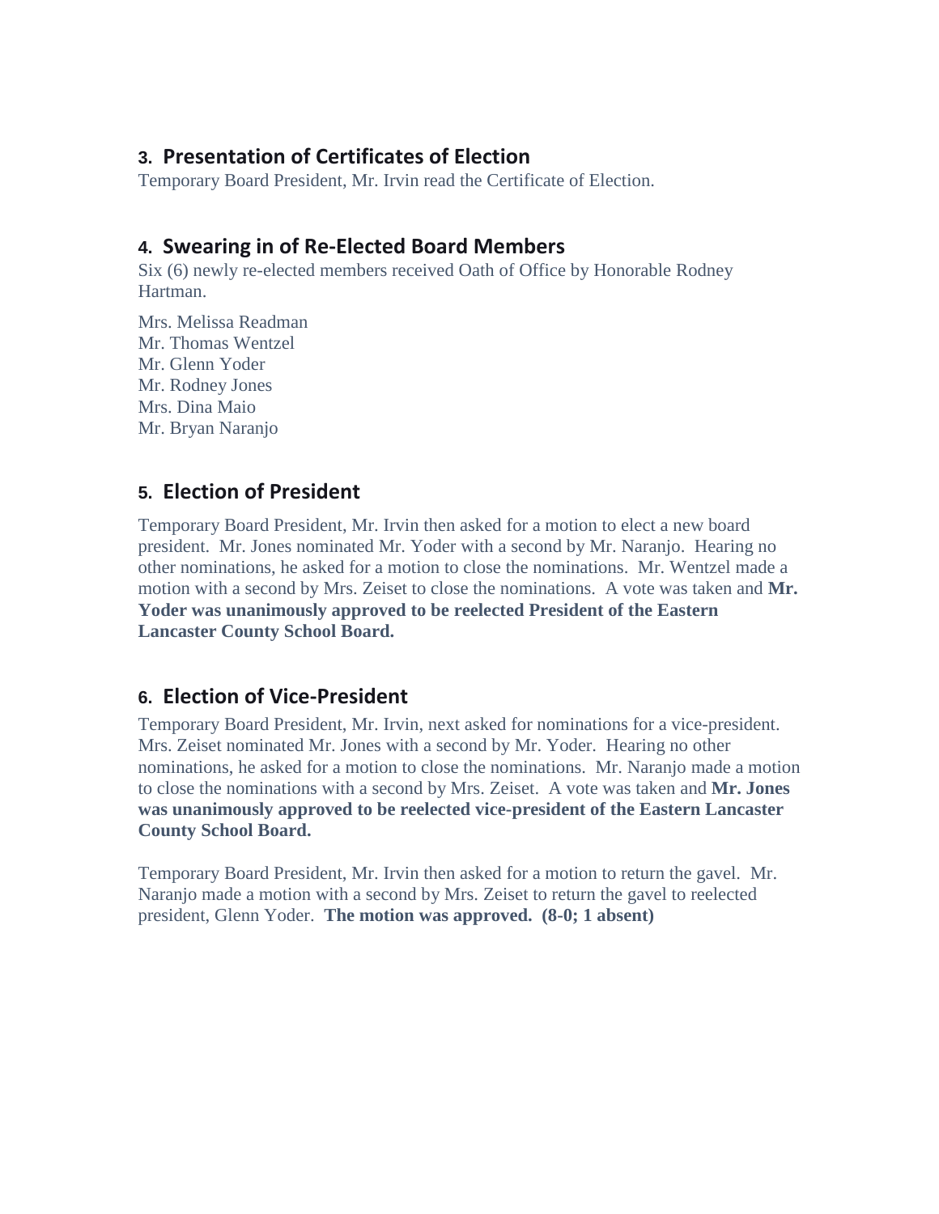## 3. Presentation of Certificates of Election

Temporary Board President, Mr. Irvin read the Certificate of Election.

## 4. Swearing in of Re-Elected Board Members

Six (6) newly re-elected members received Oath of Office by Honorable Rodney Hartman.

Mrs. Melissa Readman  
Mr. Thomas Wentzel  
Mr. Glenn Yoder  
Mr. Rodney Jones  
Mrs. Dina Maio  
Mr. Bryan Naranjo

## 5. Election of President

Temporary Board President, Mr. Irvin then asked for a motion to elect a new board president. Mr. Jones nominated Mr. Yoder with a second by Mr. Naranjo. Hearing no other nominations, he asked for a motion to close the nominations. Mr. Wentzel made a motion with a second by Mrs. Zeiset to close the nominations. A vote was taken and **Mr. Yoder was unanimously approved to be reelected President of the Eastern Lancaster County School Board.**

## 6. Election of Vice-President

Temporary Board President, Mr. Irvin, next asked for nominations for a vice-president. Mrs. Zeiset nominated Mr. Jones with a second by Mr. Yoder. Hearing no other nominations, he asked for a motion to close the nominations. Mr. Naranjo made a motion to close the nominations with a second by Mrs. Zeiset. A vote was taken and **Mr. Jones was unanimously approved to be reelected vice-president of the Eastern Lancaster County School Board.**

Temporary Board President, Mr. Irvin then asked for a motion to return the gavel. Mr. Naranjo made a motion with a second by Mrs. Zeiset to return the gavel to reelected president, Glenn Yoder. **The motion was approved. (8-0; 1 absent)**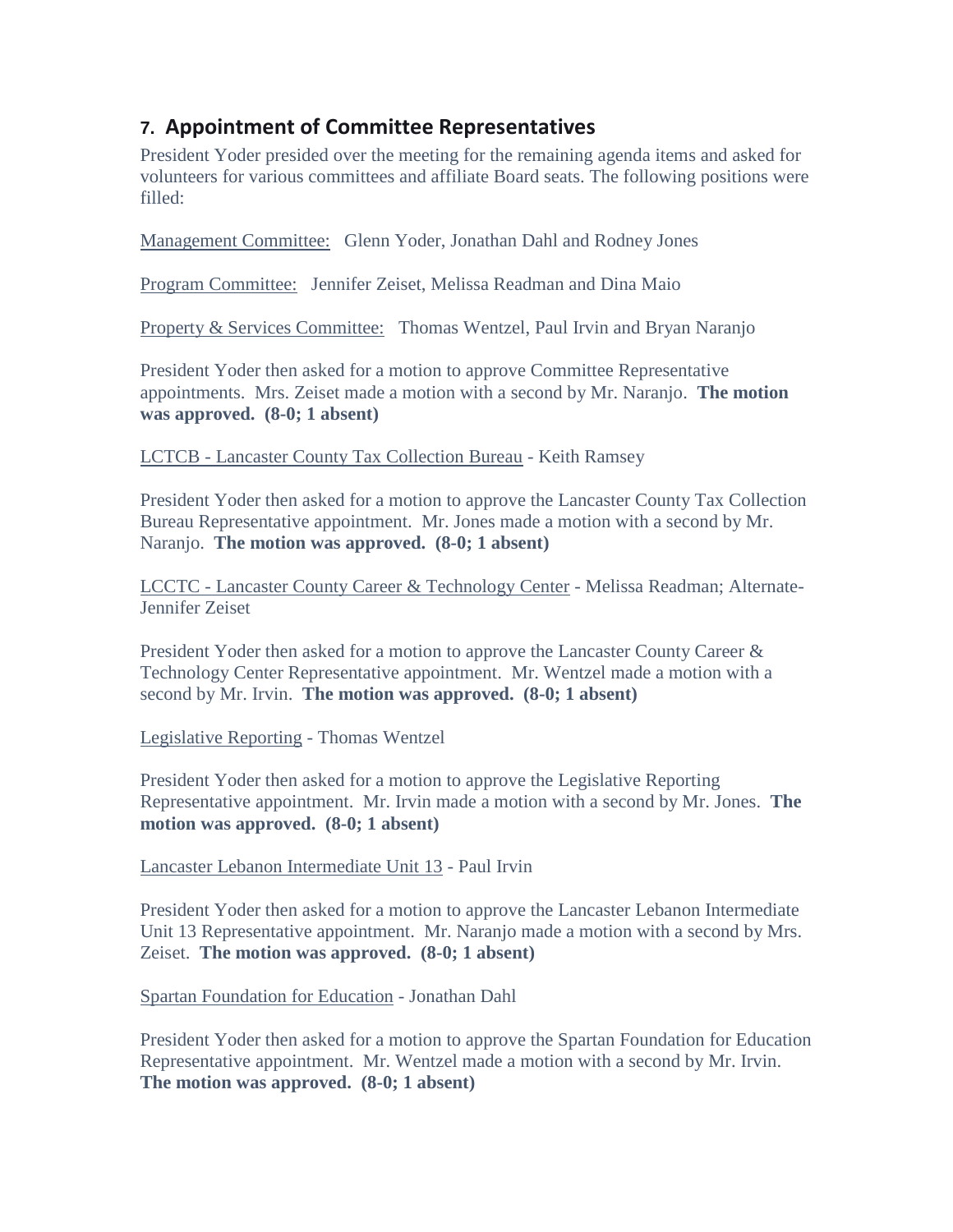## 7. Appointment of Committee Representatives

President Yoder presided over the meeting for the remaining agenda items and asked for volunteers for various committees and affiliate Board seats. The following positions were filled:

Management Committee: Glenn Yoder, Jonathan Dahl and Rodney Jones

Program Committee: Jennifer Zeiset, Melissa Readman and Dina Maio

Property & Services Committee: Thomas Wentzel, Paul Irvin and Bryan Naranjo

President Yoder then asked for a motion to approve Committee Representative appointments. Mrs. Zeiset made a motion with a second by Mr. Naranjo. **The motion was approved. (8-0; 1 absent)**

LCTCB - Lancaster County Tax Collection Bureau - Keith Ramsey

President Yoder then asked for a motion to approve the Lancaster County Tax Collection Bureau Representative appointment. Mr. Jones made a motion with a second by Mr. Naranjo. **The motion was approved. (8-0; 1 absent)**

LCCTC - Lancaster County Career & Technology Center - Melissa Readman; Alternate- Jennifer Zeiset

President Yoder then asked for a motion to approve the Lancaster County Career & Technology Center Representative appointment. Mr. Wentzel made a motion with a second by Mr. Irvin. **The motion was approved. (8-0; 1 absent)**

Legislative Reporting - Thomas Wentzel

President Yoder then asked for a motion to approve the Legislative Reporting Representative appointment. Mr. Irvin made a motion with a second by Mr. Jones. **The motion was approved. (8-0; 1 absent)**

Lancaster Lebanon Intermediate Unit 13 - Paul Irvin

President Yoder then asked for a motion to approve the Lancaster Lebanon Intermediate Unit 13 Representative appointment. Mr. Naranjo made a motion with a second by Mrs. Zeiset. **The motion was approved. (8-0; 1 absent)**

Spartan Foundation for Education - Jonathan Dahl

President Yoder then asked for a motion to approve the Spartan Foundation for Education Representative appointment. Mr. Wentzel made a motion with a second by Mr. Irvin. **The motion was approved. (8-0; 1 absent)**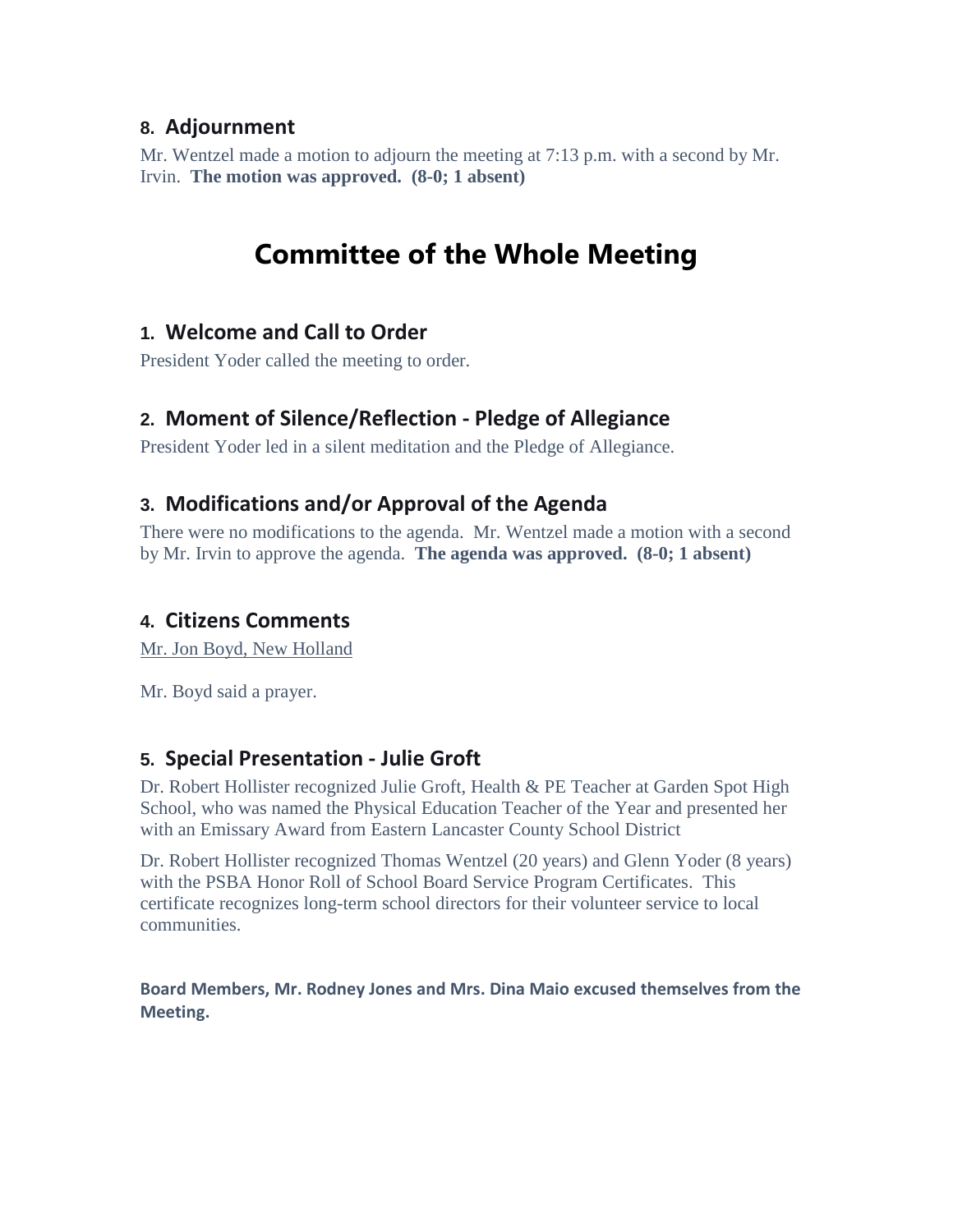## 8. Adjournment

Mr. Wentzel made a motion to adjourn the meeting at 7:13 p.m. with a second by Mr. Irvin. **The motion was approved. (8-0; 1 absent)**

# Committee of the Whole Meeting

## 1. Welcome and Call to Order

President Yoder called the meeting to order.

## 2. Moment of Silence/Reflection - Pledge of Allegiance

President Yoder led in a silent meditation and the Pledge of Allegiance.

## 3. Modifications and/or Approval of the Agenda

There were no modifications to the agenda. Mr. Wentzel made a motion with a second by Mr. Irvin to approve the agenda. **The agenda was approved. (8-0; 1 absent)**

## 4. Citizens Comments

Mr. Jon Boyd, New Holland

Mr. Boyd said a prayer.

## 5. Special Presentation - Julie Groft

Dr. Robert Hollister recognized Julie Groft, Health & PE Teacher at Garden Spot High School, who was named the Physical Education Teacher of the Year and presented her with an Emissary Award from Eastern Lancaster County School District

Dr. Robert Hollister recognized Thomas Wentzel (20 years) and Glenn Yoder (8 years) with the PSBA Honor Roll of School Board Service Program Certificates. This certificate recognizes long-term school directors for their volunteer service to local communities.

**Board Members, Mr. Rodney Jones and Mrs. Dina Maio excused themselves from the Meeting.**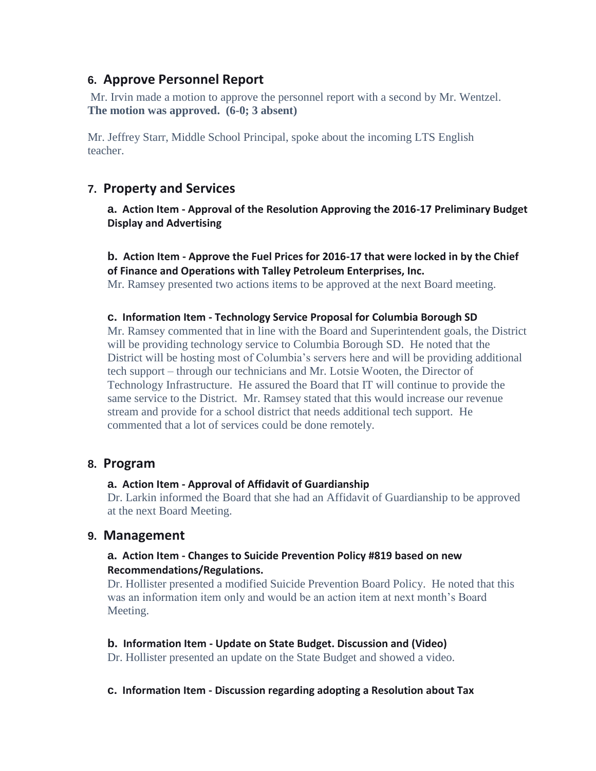## 6. Approve Personnel Report

Mr. Irvin made a motion to approve the personnel report with a second by Mr. Wentzel. **The motion was approved. (6-0; 3 absent)**

Mr. Jeffrey Starr, Middle School Principal, spoke about the incoming LTS English teacher.

## 7. Property and Services

### a. Action Item - Approval of the Resolution Approving the 2016-17 Preliminary Budget Display and Advertising

### b. Action Item - Approve the Fuel Prices for 2016-17 that were locked in by the Chief of Finance and Operations with Talley Petroleum Enterprises, Inc.

Mr. Ramsey presented two actions items to be approved at the next Board meeting.

### c. Information Item - Technology Service Proposal for Columbia Borough SD

Mr. Ramsey commented that in line with the Board and Superintendent goals, the District will be providing technology service to Columbia Borough SD. He noted that the District will be hosting most of Columbia's servers here and will be providing additional tech support – through our technicians and Mr. Lotsie Wooten, the Director of Technology Infrastructure. He assured the Board that IT will continue to provide the same service to the District. Mr. Ramsey stated that this would increase our revenue stream and provide for a school district that needs additional tech support. He commented that a lot of services could be done remotely.

## 8. Program

### a. Action Item - Approval of Affidavit of Guardianship

Dr. Larkin informed the Board that she had an Affidavit of Guardianship to be approved at the next Board Meeting.

## 9. Management

### a. Action Item - Changes to Suicide Prevention Policy #819 based on new Recommendations/Regulations.

Dr. Hollister presented a modified Suicide Prevention Board Policy. He noted that this was an information item only and would be an action item at next month's Board Meeting.

### b. Information Item - Update on State Budget. Discussion and (Video)

Dr. Hollister presented an update on the State Budget and showed a video.

### c. Information Item - Discussion regarding adopting a Resolution about Tax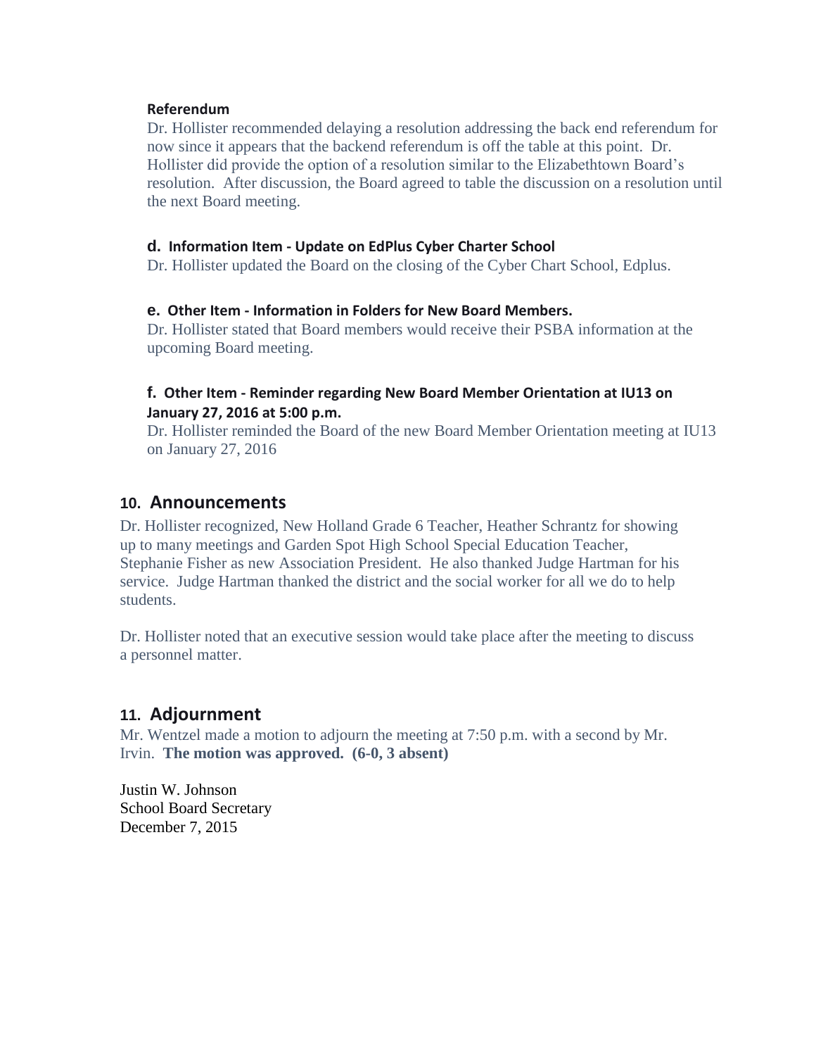#### Referendum

Dr. Hollister recommended delaying a resolution addressing the back end referendum for now since it appears that the backend referendum is off the table at this point. Dr. Hollister did provide the option of a resolution similar to the Elizabethtown Board's resolution. After discussion, the Board agreed to table the discussion on a resolution until the next Board meeting.

#### d. Information Item - Update on EdPlus Cyber Charter School

Dr. Hollister updated the Board on the closing of the Cyber Chart School, Edplus.

#### e. Other Item - Information in Folders for New Board Members.

Dr. Hollister stated that Board members would receive their PSBA information at the upcoming Board meeting.

#### f. Other Item - Reminder regarding New Board Member Orientation at IU13 on January 27, 2016 at 5:00 p.m.

Dr. Hollister reminded the Board of the new Board Member Orientation meeting at IU13 on January 27, 2016

## 10. Announcements

Dr. Hollister recognized, New Holland Grade 6 Teacher, Heather Schrantz for showing up to many meetings and Garden Spot High School Special Education Teacher, Stephanie Fisher as new Association President. He also thanked Judge Hartman for his service. Judge Hartman thanked the district and the social worker for all we do to help students.

Dr. Hollister noted that an executive session would take place after the meeting to discuss a personnel matter.

## 11. Adjournment

Mr. Wentzel made a motion to adjourn the meeting at 7:50 p.m. with a second by Mr. Irvin. **The motion was approved. (6-0, 3 absent)**

Justin W. Johnson
School Board Secretary
December 7, 2015